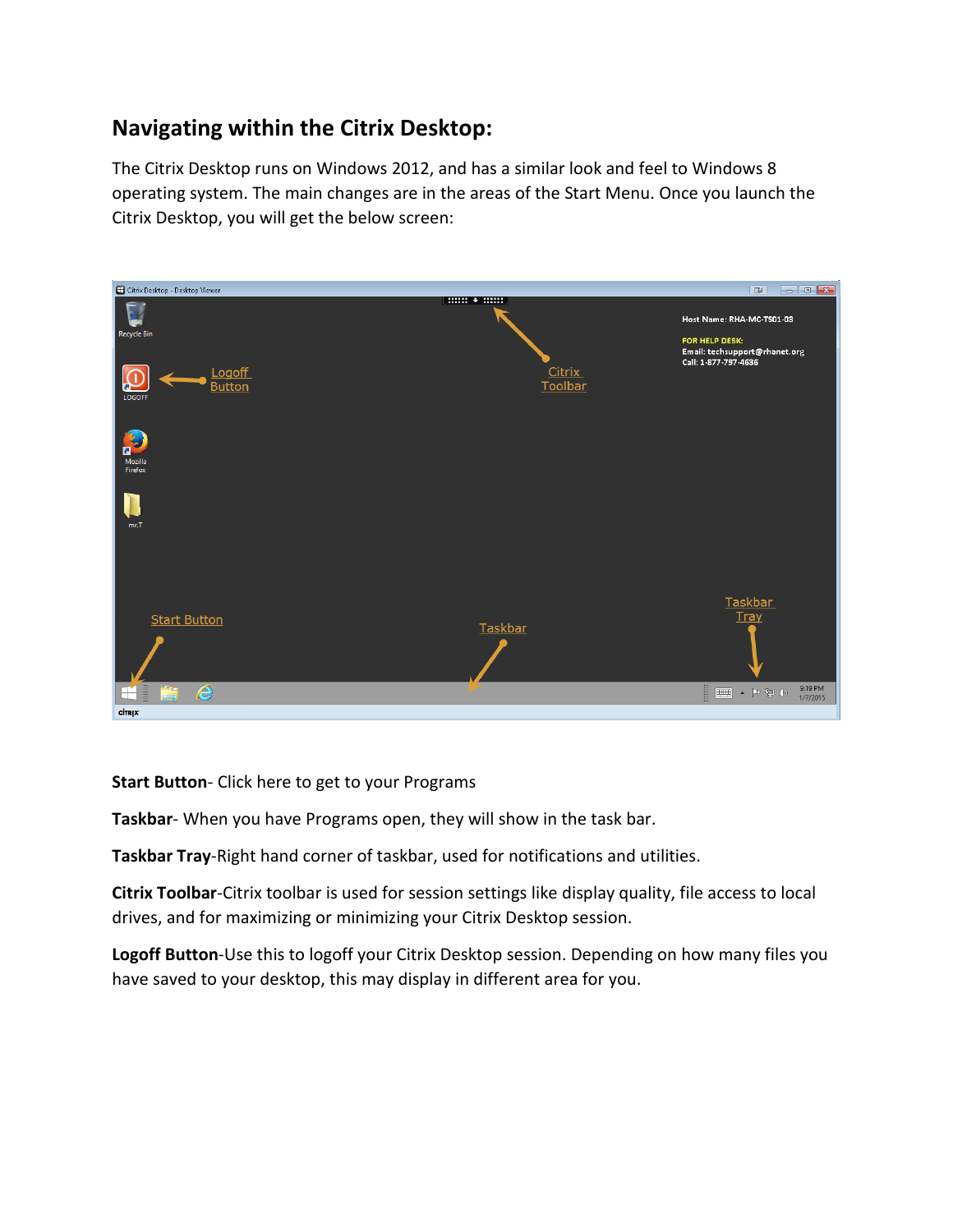## Navigating within the Citrix Desktop:

The Citrix Desktop runs on Windows 2012, and has a similar look and feel to Windows 8 operating system. The main changes are in the areas of the Start Menu. Once you launch the Citrix Desktop, you will get the below screen:

**Start Button**- Click here to get to your Programs

**Taskbar**- When you have Programs open, they will show in the task bar.

**Taskbar Tray**-Right hand corner of taskbar, used for notifications and utilities.

**Citrix Toolbar**-Citrix toolbar is used for session settings like display quality, file access to local drives, and for maximizing or minimizing your Citrix Desktop session.

**Logoff Button**-Use this to logoff your Citrix Desktop session. Depending on how many files you have saved to your desktop, this may display in different area for you.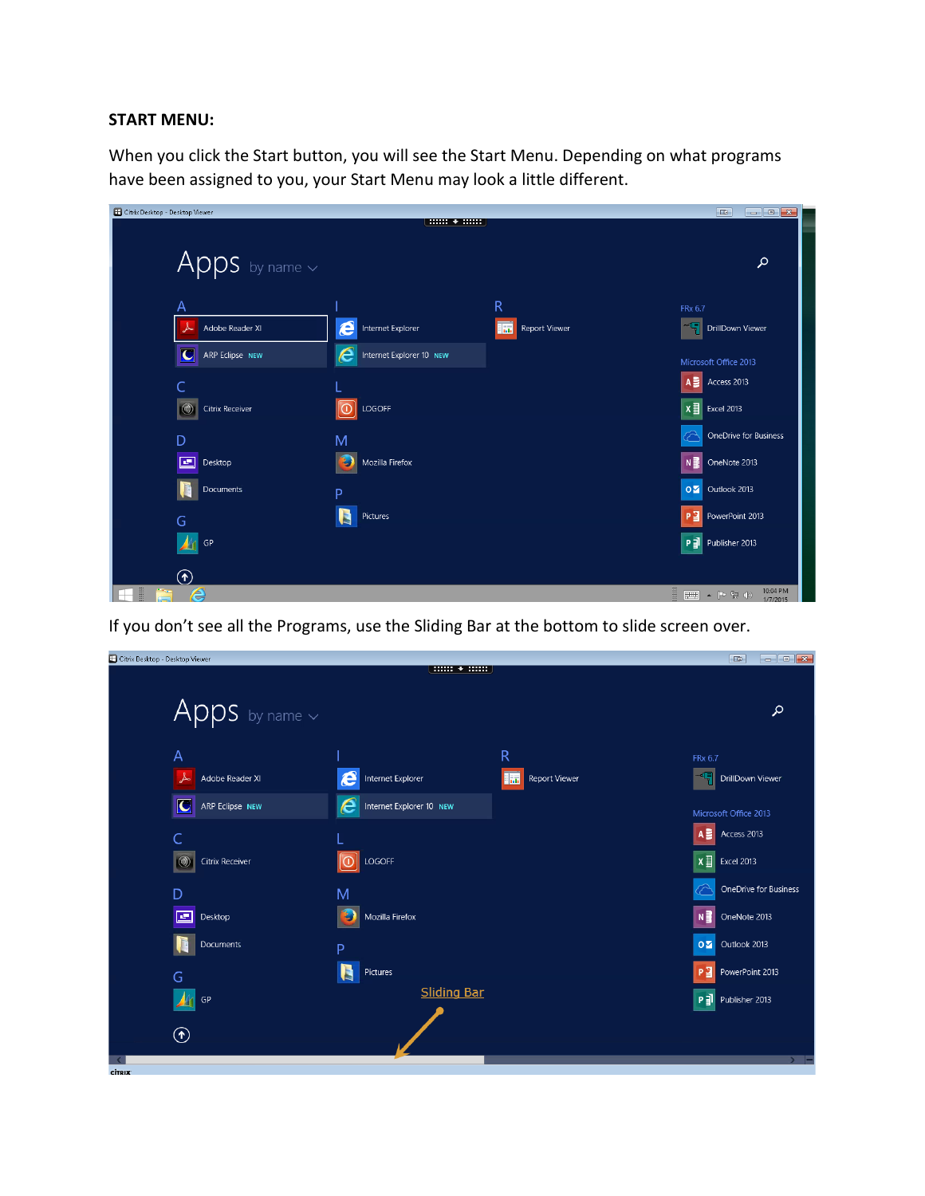**START MENU:**

When you click the Start button, you will see the Start Menu. Depending on what programs have been assigned to you, your Start Menu may look a little different.

If you don't see all the Programs, use the Sliding Bar at the bottom to slide screen over.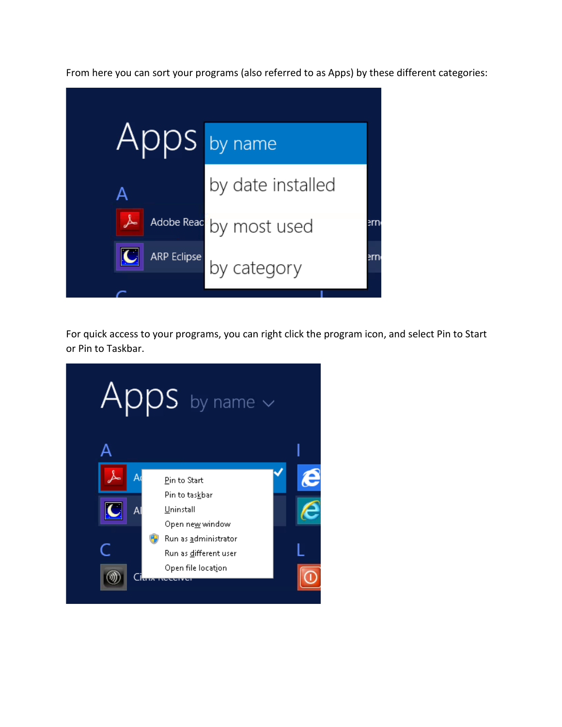From here you can sort your programs (also referred to as Apps) by these different categories:

For quick access to your programs, you can right click the program icon, and select Pin to Start or Pin to Taskbar.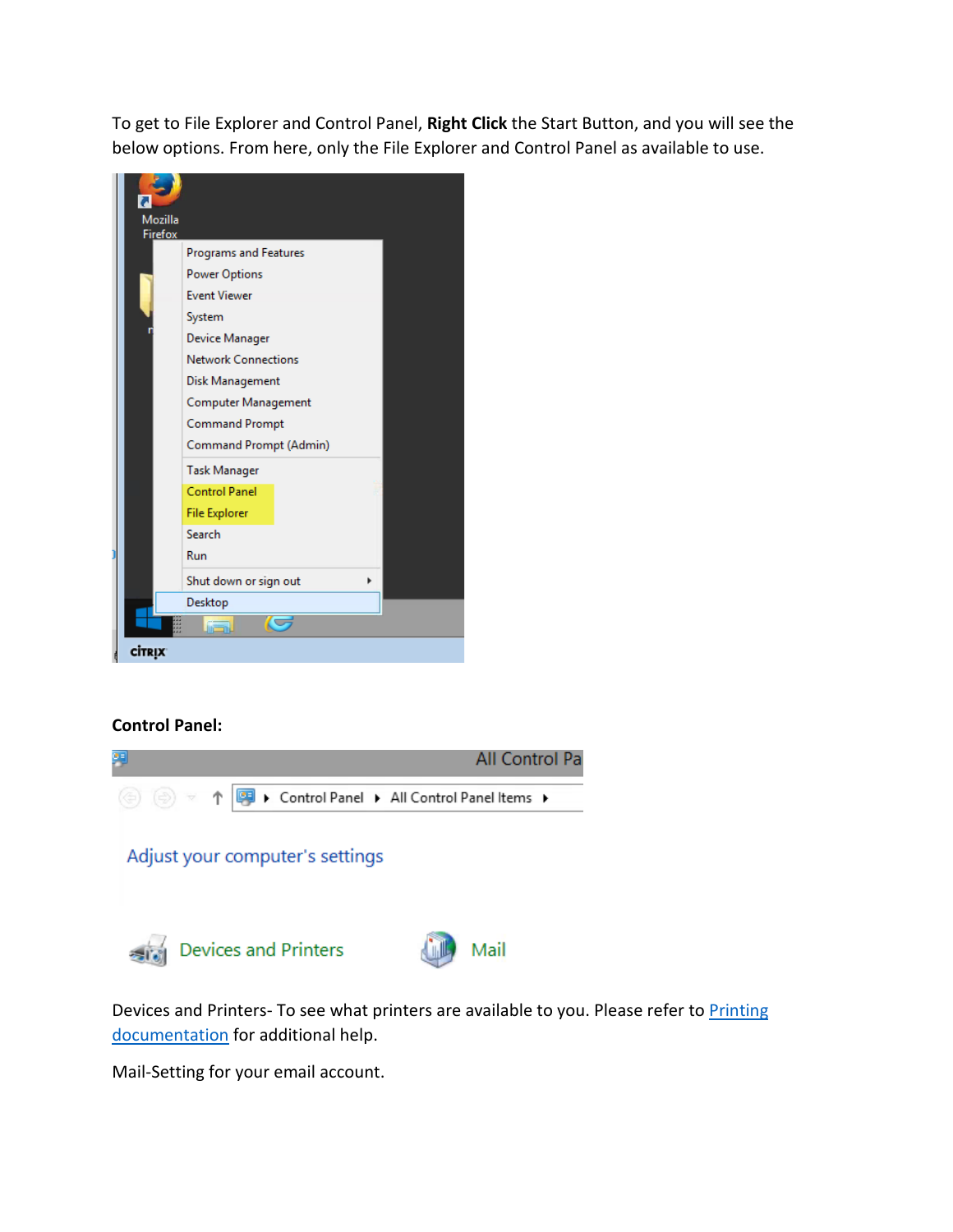To get to File Explorer and Control Panel, **Right Click** the Start Button, and you will see the below options. From here, only the File Explorer and Control Panel as available to use.

**Control Panel:**

Devices and Printers- To see what printers are available to you. Please refer to [Printing documentation]() for additional help.

Mail-Setting for your email account.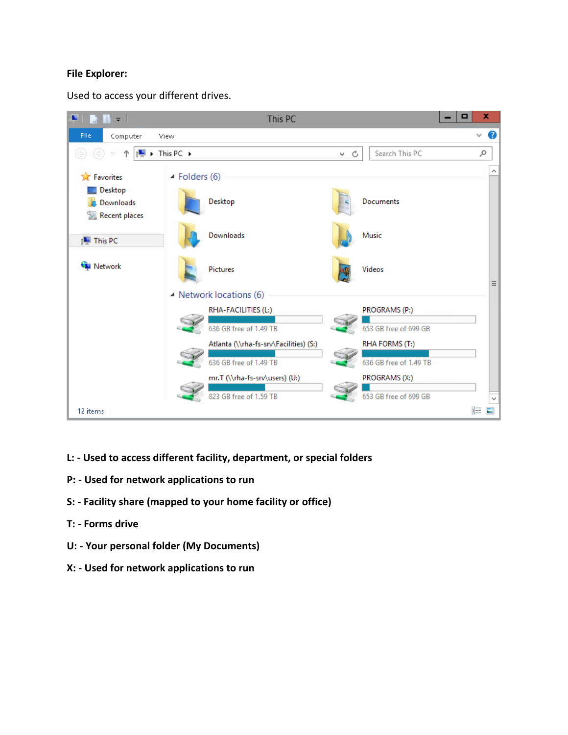**File Explorer:**

Used to access your different drives.

**L: - Used to access different facility, department, or special folders**

**P: - Used for network applications to run**

**S: - Facility share (mapped to your home facility or office)**

**T: - Forms drive**

**U: - Your personal folder (My Documents)**

**X: - Used for network applications to run**